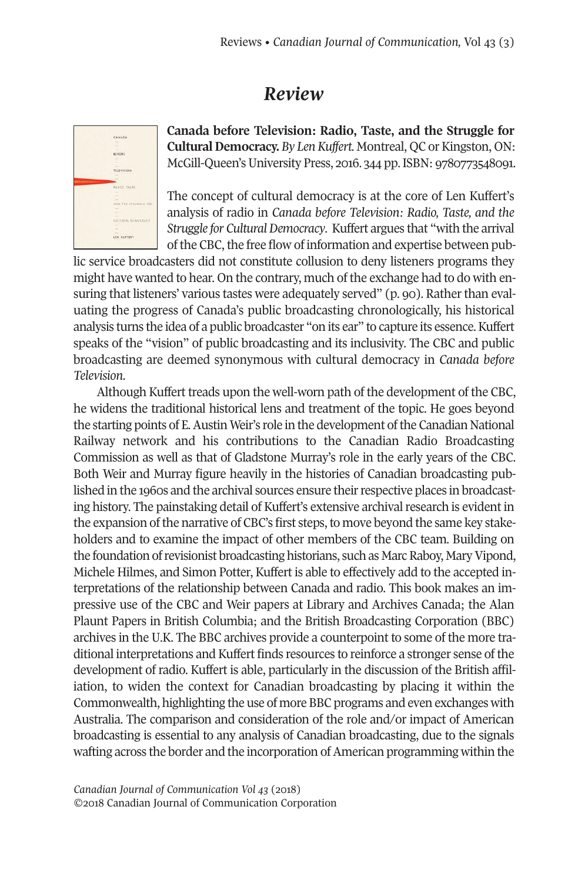# *Review*

**Canada before Television: Radio, Taste, and the Struggle for Cultural Democracy.** *By Len Kuffert.* Montreal, QC or Kingston, ON: McGill-Queen's University Press, 2016. 344 pp. ISBN: 9780773548091.

The concept of cultural democracy is at the core of Len Kuffert's analysis of radio in *Canada before Television: Radio, Taste, and the Struggle for Cultural Democracy*. Kuffert argues that "with the arrival of the CBC, the free flow of information and expertise between public service broadcasters did not constitute collusion to deny listeners programs they might have wanted to hear. On the contrary, much of the exchange had to do with ensuring that listeners' various tastes were adequately served" (p. 90). Rather than evaluating the progress of Canada's public broadcasting chronologically, his historical analysis turns the idea of a public broadcaster "on its ear" to capture its essence. Kuffert speaks of the "vision" of public broadcasting and its inclusivity. The CBC and public broadcasting are deemed synonymous with cultural democracy in *Canada before Television*.

Although Kuffert treads upon the well-worn path of the development of the CBC, he widens the traditional historical lens and treatment of the topic. He goes beyond the starting points of E. Austin Weir's role in the development of the Canadian National Railway network and his contributions to the Canadian Radio Broadcasting Commission as well as that of Gladstone Murray's role in the early years of the CBC. Both Weir and Murray figure heavily in the histories of Canadian broadcasting published in the 1960s and the archival sources ensure their respective places in broadcasting history. The painstaking detail of Kuffert's extensive archival research is evident in the expansion of the narrative of CBC's first steps, to move beyond the same key stakeholders and to examine the impact of other members of the CBC team. Building on the foundation of revisionist broadcasting historians, such as Marc Raboy, Mary Vipond, Michele Hilmes, and Simon Potter, Kuffert is able to effectively add to the accepted interpretations of the relationship between Canada and radio. This book makes an impressive use of the CBC and Weir papers at Library and Archives Canada; the Alan Plaunt Papers in British Columbia; and the British Broadcasting Corporation (BBC) archives in the U.K. The BBC archives provide a counterpoint to some of the more traditional interpretations and Kuffert finds resources to reinforce a stronger sense of the development of radio. Kuffert is able, particularly in the discussion of the British affiliation, to widen the context for Canadian broadcasting by placing it within the Commonwealth, highlighting the use of more BBC programs and even exchanges with Australia. The comparison and consideration of the role and/or impact of American broadcasting is essential to any analysis of Canadian broadcasting, due to the signals wafting across the border and the incorporation of American programming within the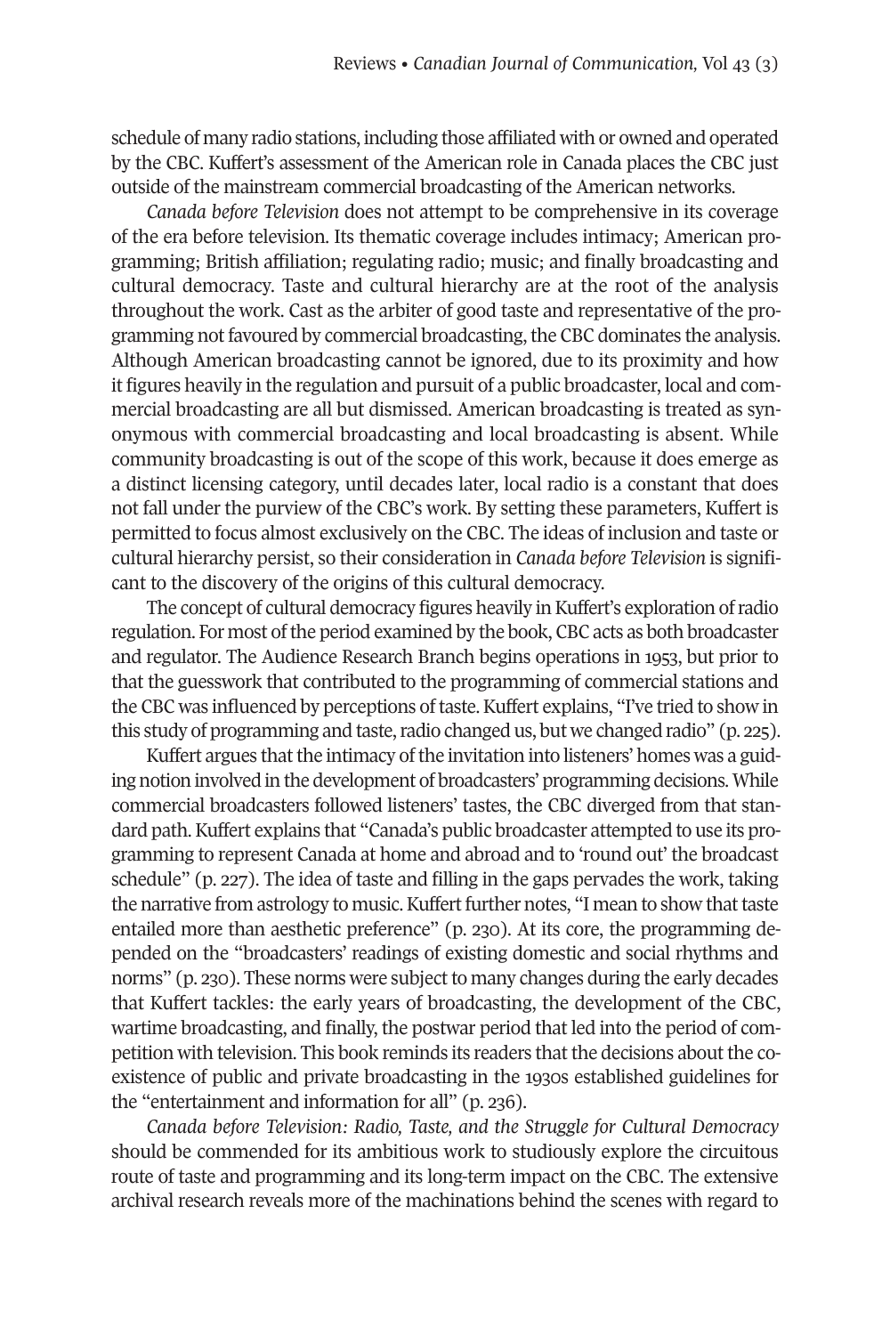schedule of many radio stations, including those affiliated with or owned and operated by the CBC. Kuffert's assessment of the American role in Canada places the CBC just outside of the mainstream commercial broadcasting of the American networks.

*Canada before Television* does not attempt to be comprehensive in its coverage of the era before television. Its thematic coverage includes intimacy; American programming; British affiliation; regulating radio; music; and finally broadcasting and cultural democracy. Taste and cultural hierarchy are at the root of the analysis throughout the work. Cast as the arbiter of good taste and representative of the programming not favoured by commercial broadcasting, the CBC dominates the analysis. Although American broadcasting cannot be ignored, due to its proximity and how it figures heavily in the regulation and pursuit of a public broadcaster, local and commercial broadcasting are all but dismissed. American broadcasting is treated as synonymous with commercial broadcasting and local broadcasting is absent. While community broadcasting is out of the scope of this work, because it does emerge as a distinct licensing category, until decades later, local radio is a constant that does not fall under the purview of the CBC's work. By setting these parameters, Kuffert is permitted to focus almost exclusively on the CBC. The ideas of inclusion and taste or cultural hierarchy persist, so their consideration in *Canada before Television* is significant to the discovery of the origins of this cultural democracy.

The concept of cultural democracy figures heavily in Kuffert's exploration of radio regulation. For most of the period examined by the book, CBC acts as both broadcaster and regulator. The Audience Research Branch begins operations in 1953, but prior to that the guesswork that contributed to the programming of commercial stations and the CBC was influenced by perceptions of taste. Kuffert explains, "I've tried to show in this study of programming and taste, radio changed us, but we changed radio" (p. 225).

Kuffert argues that the intimacy of the invitation into listeners' homes was a guiding notion involved in the development of broadcasters' programming decisions. While commercial broadcasters followed listeners' tastes, the CBC diverged from that standard path. Kuffert explains that "Canada's public broadcaster attempted to use its programming to represent Canada at home and abroad and to 'round out' the broadcast schedule" (p. 227). The idea of taste and filling in the gaps pervades the work, taking the narrative from astrology to music. Kuffert further notes, "I mean to show that taste entailed more than aesthetic preference" (p. 230). At its core, the programming depended on the "broadcasters' readings of existing domestic and social rhythms and norms" (p. 230). These norms were subject to many changes during the early decades that Kuffert tackles: the early years of broadcasting, the development of the CBC, wartime broadcasting, and finally, the postwar period that led into the period of competition with television. This book reminds its readers that the decisions about the coexistence of public and private broadcasting in the 1930s established guidelines for the "entertainment and information for all" (p. 236).

*Canada before Television: Radio, Taste, and the Struggle for Cultural Democracy* should be commended for its ambitious work to studiously explore the circuitous route of taste and programming and its long-term impact on the CBC. The extensive archival research reveals more of the machinations behind the scenes with regard to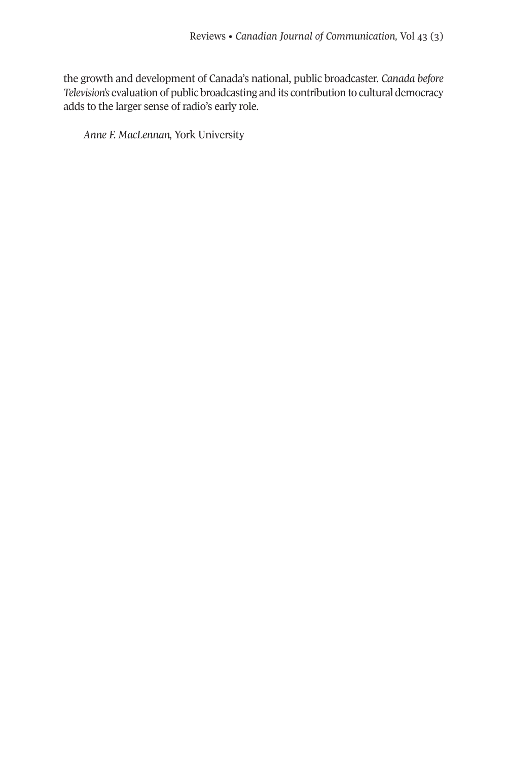the growth and development of Canada's national, public broadcaster. *Canada before Television's* evaluation of public broadcasting and its contribution to cultural democracy adds to the larger sense of radio's early role.

*Anne F. MacLennan,* York University